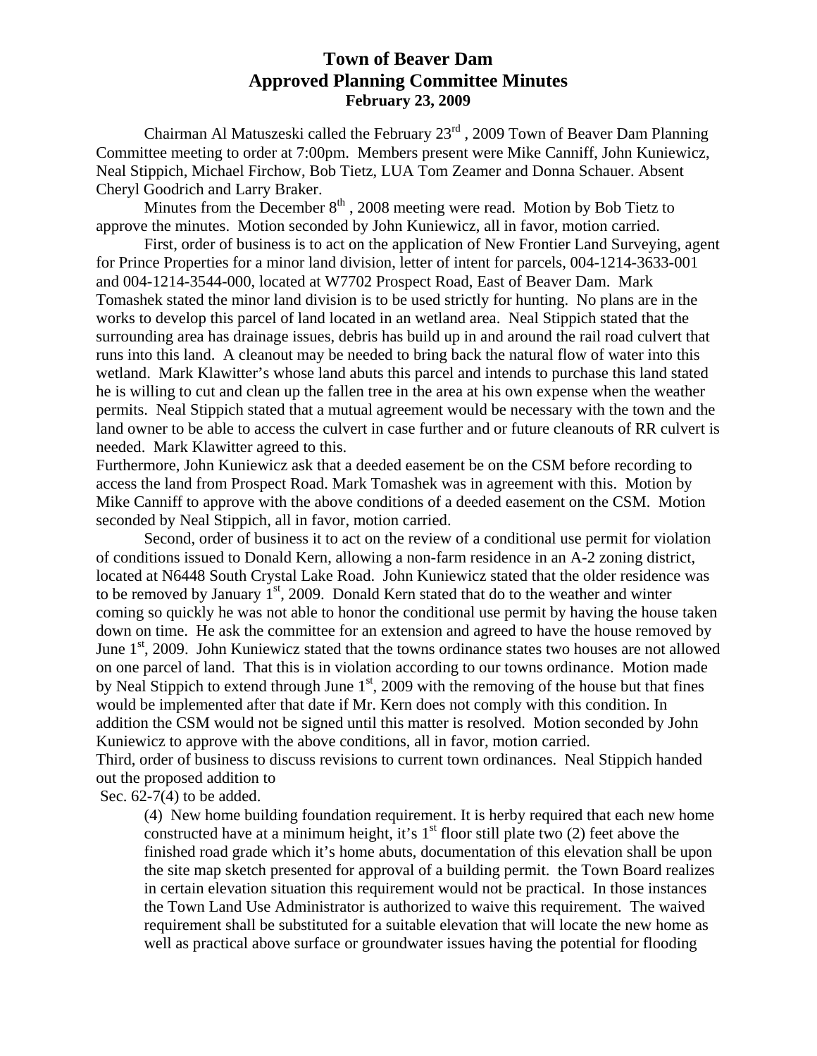# Town of Beaver Dam
## Approved Planning Committee Minutes
### February 23, 2009

Chairman Al Matuszeski called the February 23rd , 2009 Town of Beaver Dam Planning Committee meeting to order at 7:00pm. Members present were Mike Canniff, John Kuniewicz, Neal Stippich, Michael Firchow, Bob Tietz, LUA Tom Zeamer and Donna Schauer. Absent Cheryl Goodrich and Larry Braker.

Minutes from the December 8th , 2008 meeting were read. Motion by Bob Tietz to approve the minutes. Motion seconded by John Kuniewicz, all in favor, motion carried.

First, order of business is to act on the application of New Frontier Land Surveying, agent for Prince Properties for a minor land division, letter of intent for parcels, 004-1214-3633-001 and 004-1214-3544-000, located at W7702 Prospect Road, East of Beaver Dam. Mark Tomashek stated the minor land division is to be used strictly for hunting. No plans are in the works to develop this parcel of land located in an wetland area. Neal Stippich stated that the surrounding area has drainage issues, debris has build up in and around the rail road culvert that runs into this land. A cleanout may be needed to bring back the natural flow of water into this wetland. Mark Klawitter's whose land abuts this parcel and intends to purchase this land stated he is willing to cut and clean up the fallen tree in the area at his own expense when the weather permits. Neal Stippich stated that a mutual agreement would be necessary with the town and the land owner to be able to access the culvert in case further and or future cleanouts of RR culvert is needed. Mark Klawitter agreed to this.

Furthermore, John Kuniewicz ask that a deeded easement be on the CSM before recording to access the land from Prospect Road. Mark Tomashek was in agreement with this. Motion by Mike Canniff to approve with the above conditions of a deeded easement on the CSM. Motion seconded by Neal Stippich, all in favor, motion carried.

Second, order of business it to act on the review of a conditional use permit for violation of conditions issued to Donald Kern, allowing a non-farm residence in an A-2 zoning district, located at N6448 South Crystal Lake Road. John Kuniewicz stated that the older residence was to be removed by January 1st, 2009. Donald Kern stated that do to the weather and winter coming so quickly he was not able to honor the conditional use permit by having the house taken down on time. He ask the committee for an extension and agreed to have the house removed by June 1st, 2009. John Kuniewicz stated that the towns ordinance states two houses are not allowed on one parcel of land. That this is in violation according to our towns ordinance. Motion made by Neal Stippich to extend through June 1st, 2009 with the removing of the house but that fines would be implemented after that date if Mr. Kern does not comply with this condition. In addition the CSM would not be signed until this matter is resolved. Motion seconded by John Kuniewicz to approve with the above conditions, all in favor, motion carried.

Third, order of business to discuss revisions to current town ordinances. Neal Stippich handed out the proposed addition to

Sec. 62-7(4) to be added.

> (4) New home building foundation requirement. It is herby required that each new home constructed have at a minimum height, it's 1st floor still plate two (2) feet above the finished road grade which it's home abuts, documentation of this elevation shall be upon the site map sketch presented for approval of a building permit. the Town Board realizes in certain elevation situation this requirement would not be practical. In those instances the Town Land Use Administrator is authorized to waive this requirement. The waived requirement shall be substituted for a suitable elevation that will locate the new home as well as practical above surface or groundwater issues having the potential for flooding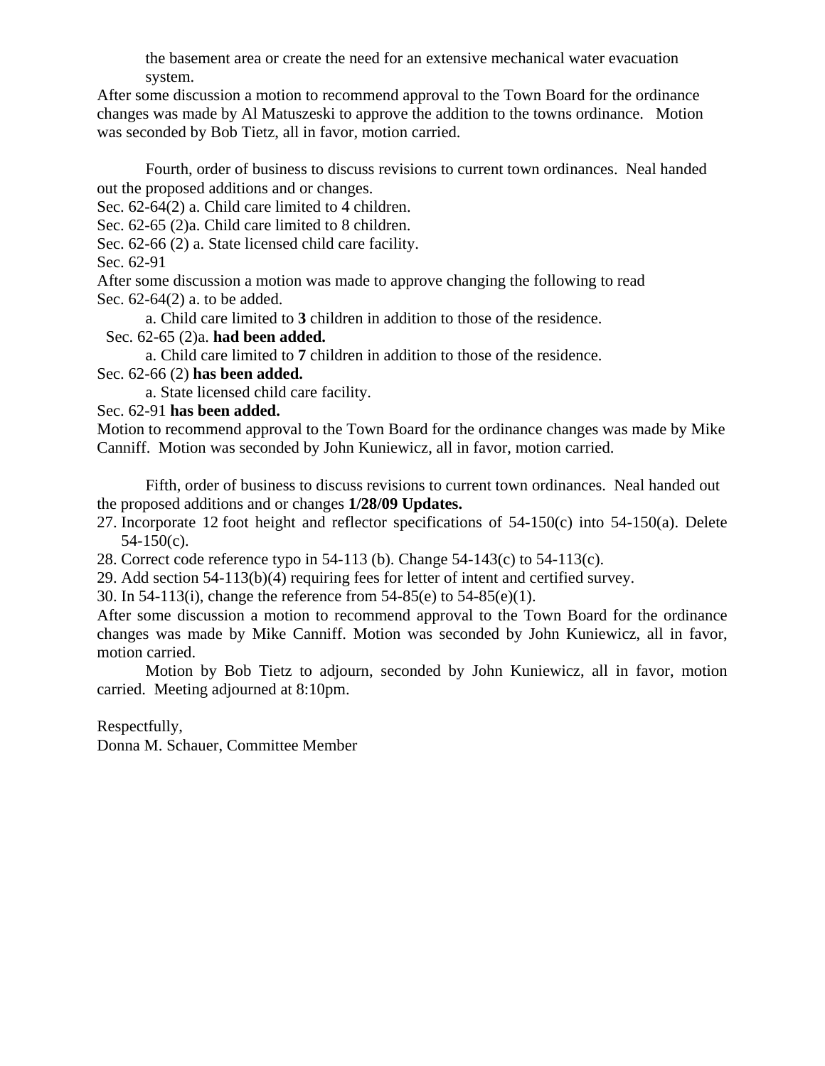the basement area or create the need for an extensive mechanical water evacuation system.

After some discussion a motion to recommend approval to the Town Board for the ordinance changes was made by Al Matuszeski to approve the addition to the towns ordinance. Motion was seconded by Bob Tietz, all in favor, motion carried.

Fourth, order of business to discuss revisions to current town ordinances. Neal handed out the proposed additions and or changes.

Sec. 62-64(2) a. Child care limited to 4 children.
Sec. 62-65 (2)a. Child care limited to 8 children.
Sec. 62-66 (2) a. State licensed child care facility.
Sec. 62-91

After some discussion a motion was made to approve changing the following to read

Sec. 62-64(2) a. to be added.

a. Child care limited to **3** children in addition to those of the residence.

Sec. 62-65 (2)a. **had been added.**

a. Child care limited to **7** children in addition to those of the residence.

Sec. 62-66 (2) **has been added.**

a. State licensed child care facility.

Sec. 62-91 **has been added.**

Motion to recommend approval to the Town Board for the ordinance changes was made by Mike Canniff. Motion was seconded by John Kuniewicz, all in favor, motion carried.

Fifth, order of business to discuss revisions to current town ordinances. Neal handed out the proposed additions and or changes **1/28/09 Updates.**

27. Incorporate 12 foot height and reflector specifications of 54-150(c) into 54-150(a). Delete 54-150(c).
28. Correct code reference typo in 54-113 (b). Change 54-143(c) to 54-113(c).
29. Add section 54-113(b)(4) requiring fees for letter of intent and certified survey.
30. In 54-113(i), change the reference from 54-85(e) to 54-85(e)(1).

After some discussion a motion to recommend approval to the Town Board for the ordinance changes was made by Mike Canniff. Motion was seconded by John Kuniewicz, all in favor, motion carried.

Motion by Bob Tietz to adjourn, seconded by John Kuniewicz, all in favor, motion carried. Meeting adjourned at 8:10pm.

Respectfully,
Donna M. Schauer, Committee Member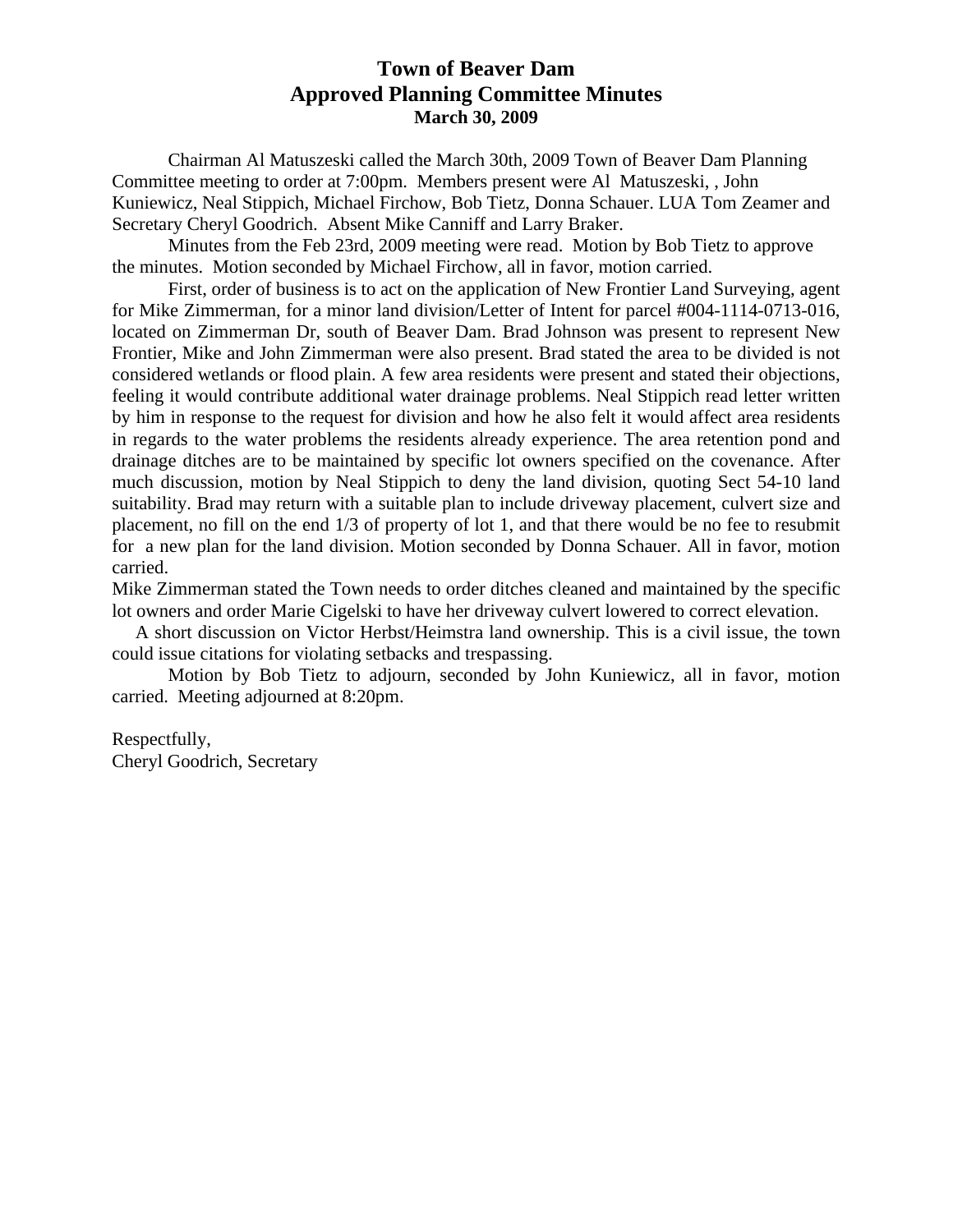# Town of Beaver Dam
## Approved Planning Committee Minutes
### March 30, 2009

Chairman Al Matuszeski called the March 30th, 2009 Town of Beaver Dam Planning Committee meeting to order at 7:00pm. Members present were Al Matuszeski, , John Kuniewicz, Neal Stippich, Michael Firchow, Bob Tietz, Donna Schauer. LUA Tom Zeamer and Secretary Cheryl Goodrich. Absent Mike Canniff and Larry Braker.

Minutes from the Feb 23rd, 2009 meeting were read. Motion by Bob Tietz to approve the minutes. Motion seconded by Michael Firchow, all in favor, motion carried.

First, order of business is to act on the application of New Frontier Land Surveying, agent for Mike Zimmerman, for a minor land division/Letter of Intent for parcel #004-1114-0713-016, located on Zimmerman Dr, south of Beaver Dam. Brad Johnson was present to represent New Frontier, Mike and John Zimmerman were also present. Brad stated the area to be divided is not considered wetlands or flood plain. A few area residents were present and stated their objections, feeling it would contribute additional water drainage problems. Neal Stippich read letter written by him in response to the request for division and how he also felt it would affect area residents in regards to the water problems the residents already experience. The area retention pond and drainage ditches are to be maintained by specific lot owners specified on the covenance. After much discussion, motion by Neal Stippich to deny the land division, quoting Sect 54-10 land suitability. Brad may return with a suitable plan to include driveway placement, culvert size and placement, no fill on the end 1/3 of property of lot 1, and that there would be no fee to resubmit for a new plan for the land division. Motion seconded by Donna Schauer. All in favor, motion carried.

Mike Zimmerman stated the Town needs to order ditches cleaned and maintained by the specific lot owners and order Marie Cigelski to have her driveway culvert lowered to correct elevation.

A short discussion on Victor Herbst/Heimstra land ownership. This is a civil issue, the town could issue citations for violating setbacks and trespassing.

Motion by Bob Tietz to adjourn, seconded by John Kuniewicz, all in favor, motion carried. Meeting adjourned at 8:20pm.

Respectfully,
Cheryl Goodrich, Secretary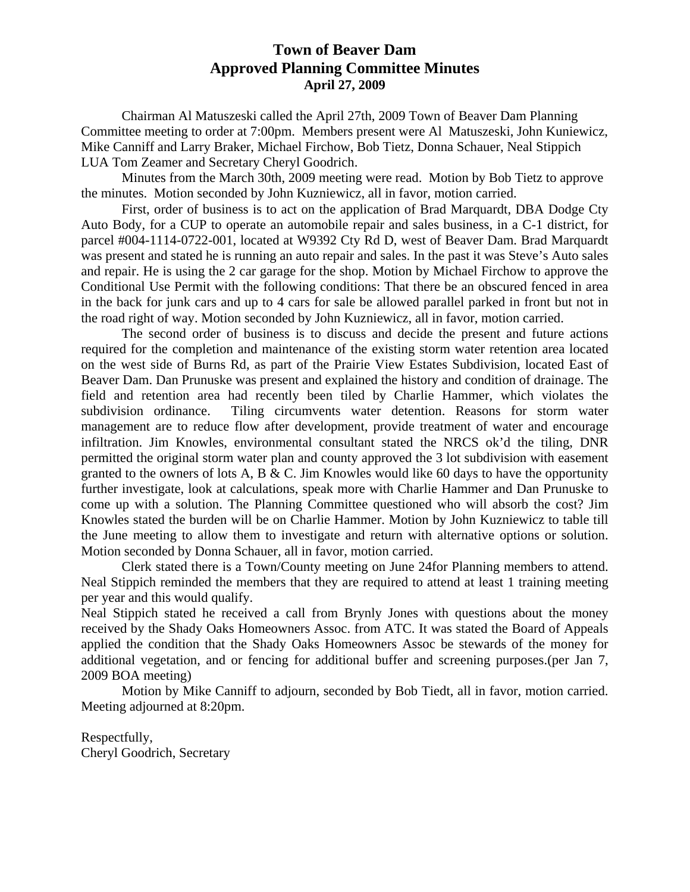# Town of Beaver Dam
## Approved Planning Committee Minutes
### April 27, 2009

Chairman Al Matuszeski called the April 27th, 2009 Town of Beaver Dam Planning Committee meeting to order at 7:00pm. Members present were Al Matuszeski, John Kuniewicz, Mike Canniff and Larry Braker, Michael Firchow, Bob Tietz, Donna Schauer, Neal Stippich LUA Tom Zeamer and Secretary Cheryl Goodrich.

Minutes from the March 30th, 2009 meeting were read. Motion by Bob Tietz to approve the minutes. Motion seconded by John Kuzniewicz, all in favor, motion carried.

First, order of business is to act on the application of Brad Marquardt, DBA Dodge Cty Auto Body, for a CUP to operate an automobile repair and sales business, in a C-1 district, for parcel #004-1114-0722-001, located at W9392 Cty Rd D, west of Beaver Dam. Brad Marquardt was present and stated he is running an auto repair and sales. In the past it was Steve's Auto sales and repair. He is using the 2 car garage for the shop. Motion by Michael Firchow to approve the Conditional Use Permit with the following conditions: That there be an obscured fenced in area in the back for junk cars and up to 4 cars for sale be allowed parallel parked in front but not in the road right of way. Motion seconded by John Kuzniewicz, all in favor, motion carried.

The second order of business is to discuss and decide the present and future actions required for the completion and maintenance of the existing storm water retention area located on the west side of Burns Rd, as part of the Prairie View Estates Subdivision, located East of Beaver Dam. Dan Prunuske was present and explained the history and condition of drainage. The field and retention area had recently been tiled by Charlie Hammer, which violates the subdivision ordinance. Tiling circumvents water detention. Reasons for storm water management are to reduce flow after development, provide treatment of water and encourage infiltration. Jim Knowles, environmental consultant stated the NRCS ok'd the tiling, DNR permitted the original storm water plan and county approved the 3 lot subdivision with easement granted to the owners of lots A, B & C. Jim Knowles would like 60 days to have the opportunity further investigate, look at calculations, speak more with Charlie Hammer and Dan Prunuske to come up with a solution. The Planning Committee questioned who will absorb the cost? Jim Knowles stated the burden will be on Charlie Hammer. Motion by John Kuzniewicz to table till the June meeting to allow them to investigate and return with alternative options or solution. Motion seconded by Donna Schauer, all in favor, motion carried.

Clerk stated there is a Town/County meeting on June 24for Planning members to attend. Neal Stippich reminded the members that they are required to attend at least 1 training meeting per year and this would qualify.

Neal Stippich stated he received a call from Brynly Jones with questions about the money received by the Shady Oaks Homeowners Assoc. from ATC. It was stated the Board of Appeals applied the condition that the Shady Oaks Homeowners Assoc be stewards of the money for additional vegetation, and or fencing for additional buffer and screening purposes.(per Jan 7, 2009 BOA meeting)

Motion by Mike Canniff to adjourn, seconded by Bob Tiedt, all in favor, motion carried. Meeting adjourned at 8:20pm.

Respectfully,
Cheryl Goodrich, Secretary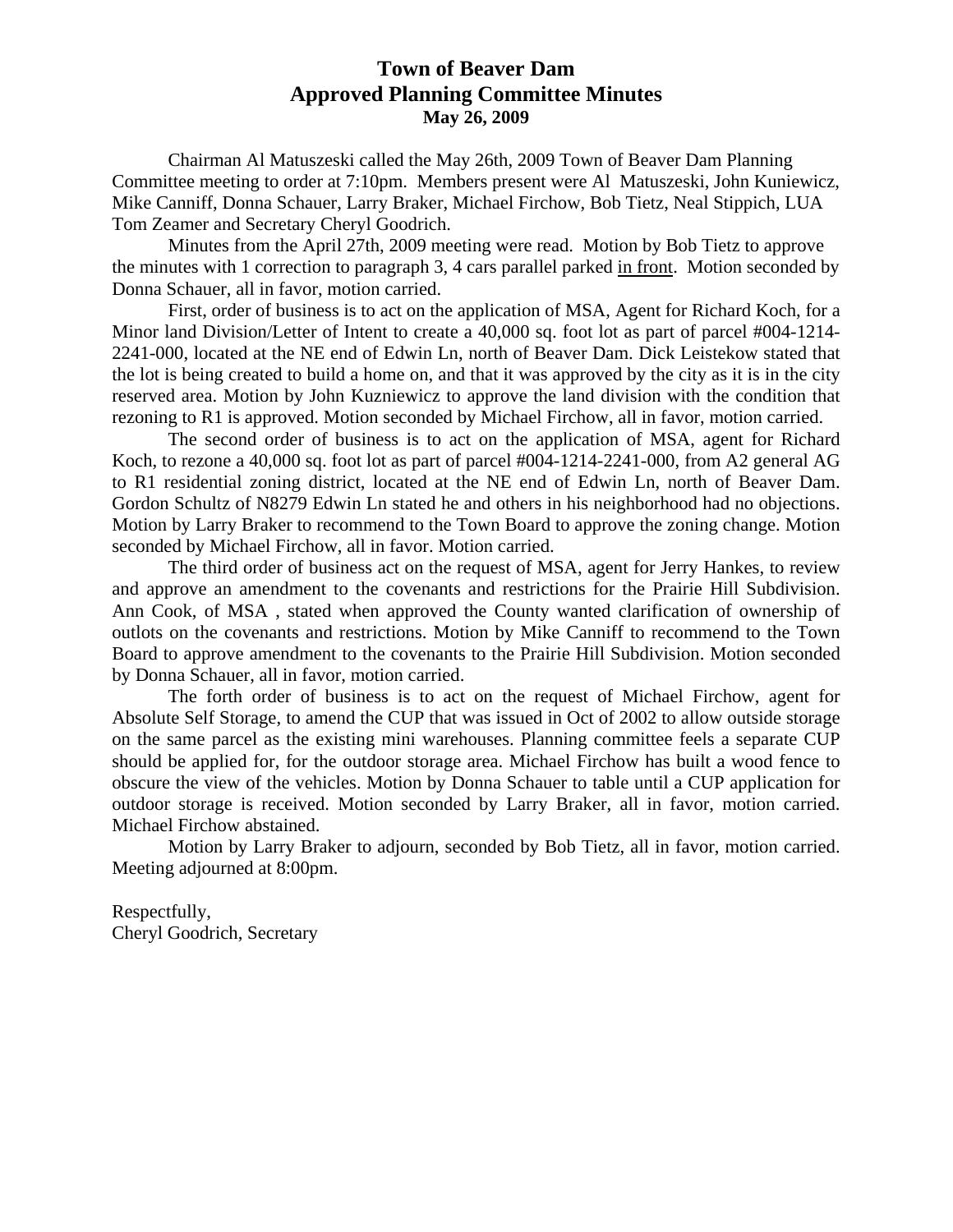# Town of Beaver Dam
## Approved Planning Committee Minutes
### May 26, 2009

Chairman Al Matuszeski called the May 26th, 2009 Town of Beaver Dam Planning Committee meeting to order at 7:10pm. Members present were Al Matuszeski, John Kuniewicz, Mike Canniff, Donna Schauer, Larry Braker, Michael Firchow, Bob Tietz, Neal Stippich, LUA Tom Zeamer and Secretary Cheryl Goodrich.

Minutes from the April 27th, 2009 meeting were read. Motion by Bob Tietz to approve the minutes with 1 correction to paragraph 3, 4 cars parallel parked <u>in front</u>. Motion seconded by Donna Schauer, all in favor, motion carried.

First, order of business is to act on the application of MSA, Agent for Richard Koch, for a Minor land Division/Letter of Intent to create a 40,000 sq. foot lot as part of parcel #004-1214-2241-000, located at the NE end of Edwin Ln, north of Beaver Dam. Dick Leistekow stated that the lot is being created to build a home on, and that it was approved by the city as it is in the city reserved area. Motion by John Kuzniewicz to approve the land division with the condition that rezoning to R1 is approved. Motion seconded by Michael Firchow, all in favor, motion carried.

The second order of business is to act on the application of MSA, agent for Richard Koch, to rezone a 40,000 sq. foot lot as part of parcel #004-1214-2241-000, from A2 general AG to R1 residential zoning district, located at the NE end of Edwin Ln, north of Beaver Dam. Gordon Schultz of N8279 Edwin Ln stated he and others in his neighborhood had no objections. Motion by Larry Braker to recommend to the Town Board to approve the zoning change. Motion seconded by Michael Firchow, all in favor. Motion carried.

The third order of business act on the request of MSA, agent for Jerry Hankes, to review and approve an amendment to the covenants and restrictions for the Prairie Hill Subdivision. Ann Cook, of MSA , stated when approved the County wanted clarification of ownership of outlots on the covenants and restrictions. Motion by Mike Canniff to recommend to the Town Board to approve amendment to the covenants to the Prairie Hill Subdivision. Motion seconded by Donna Schauer, all in favor, motion carried.

The forth order of business is to act on the request of Michael Firchow, agent for Absolute Self Storage, to amend the CUP that was issued in Oct of 2002 to allow outside storage on the same parcel as the existing mini warehouses. Planning committee feels a separate CUP should be applied for, for the outdoor storage area. Michael Firchow has built a wood fence to obscure the view of the vehicles. Motion by Donna Schauer to table until a CUP application for outdoor storage is received. Motion seconded by Larry Braker, all in favor, motion carried. Michael Firchow abstained.

Motion by Larry Braker to adjourn, seconded by Bob Tietz, all in favor, motion carried. Meeting adjourned at 8:00pm.

Respectfully,
Cheryl Goodrich, Secretary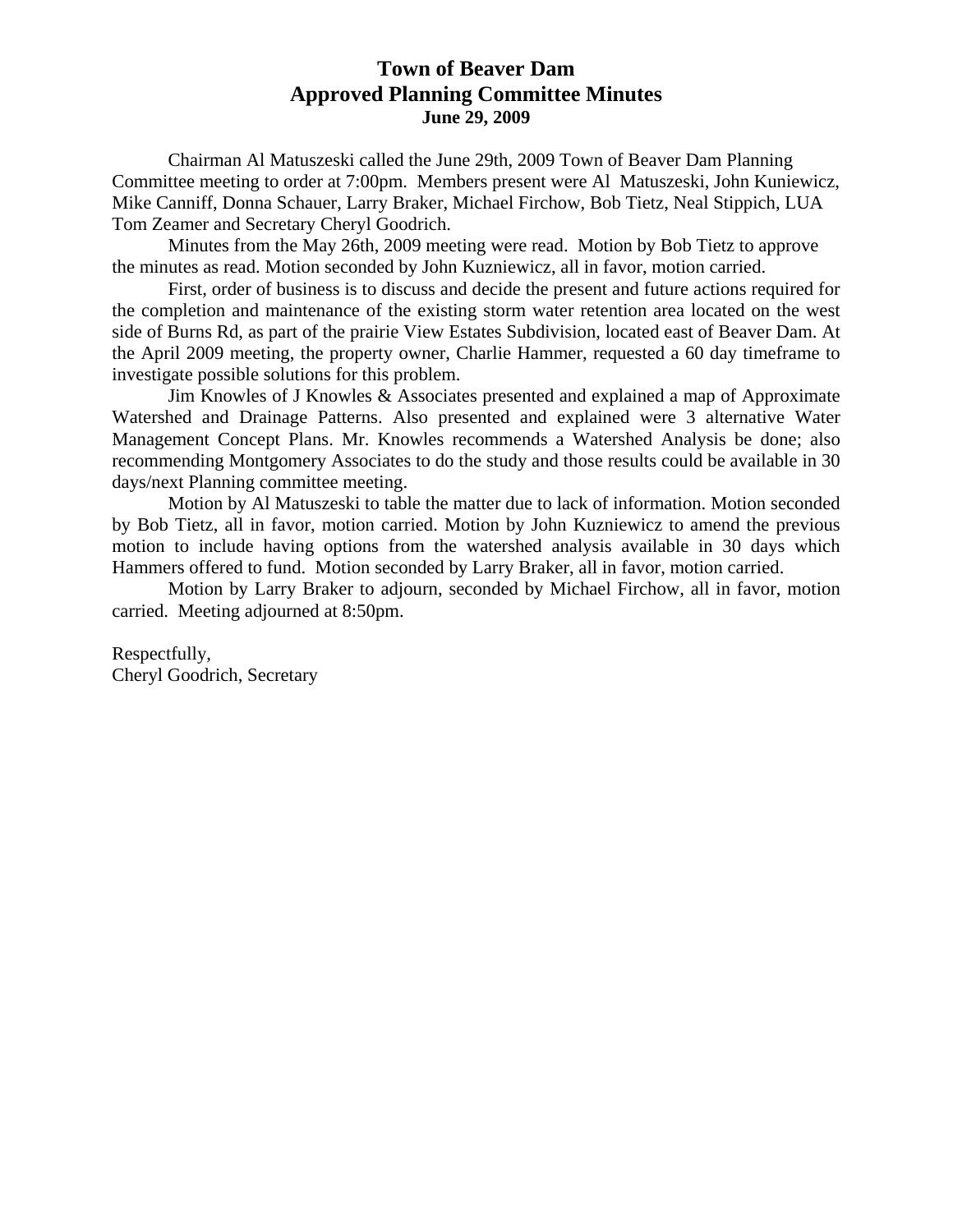# Town of Beaver Dam
## Approved Planning Committee Minutes
### June 29, 2009

Chairman Al Matuszeski called the June 29th, 2009 Town of Beaver Dam Planning Committee meeting to order at 7:00pm. Members present were Al Matuszeski, John Kuniewicz, Mike Canniff, Donna Schauer, Larry Braker, Michael Firchow, Bob Tietz, Neal Stippich, LUA Tom Zeamer and Secretary Cheryl Goodrich.

Minutes from the May 26th, 2009 meeting were read. Motion by Bob Tietz to approve the minutes as read. Motion seconded by John Kuzniewicz, all in favor, motion carried.

First, order of business is to discuss and decide the present and future actions required for the completion and maintenance of the existing storm water retention area located on the west side of Burns Rd, as part of the prairie View Estates Subdivision, located east of Beaver Dam. At the April 2009 meeting, the property owner, Charlie Hammer, requested a 60 day timeframe to investigate possible solutions for this problem.

Jim Knowles of J Knowles & Associates presented and explained a map of Approximate Watershed and Drainage Patterns. Also presented and explained were 3 alternative Water Management Concept Plans. Mr. Knowles recommends a Watershed Analysis be done; also recommending Montgomery Associates to do the study and those results could be available in 30 days/next Planning committee meeting.

Motion by Al Matuszeski to table the matter due to lack of information. Motion seconded by Bob Tietz, all in favor, motion carried. Motion by John Kuzniewicz to amend the previous motion to include having options from the watershed analysis available in 30 days which Hammers offered to fund. Motion seconded by Larry Braker, all in favor, motion carried.

Motion by Larry Braker to adjourn, seconded by Michael Firchow, all in favor, motion carried. Meeting adjourned at 8:50pm.

Respectfully,
Cheryl Goodrich, Secretary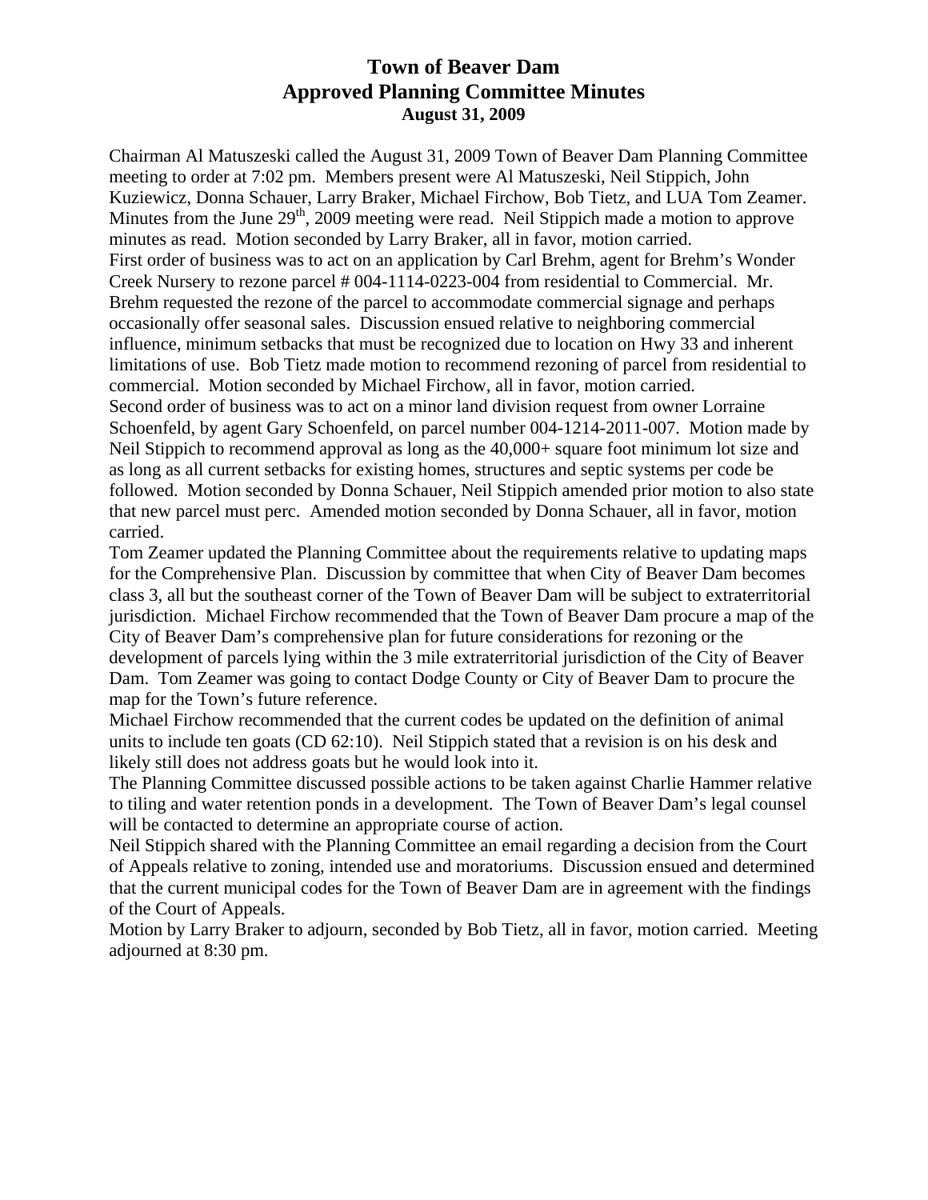# Town of Beaver Dam
## Approved Planning Committee Minutes
### August 31, 2009

Chairman Al Matuszeski called the August 31, 2009 Town of Beaver Dam Planning Committee meeting to order at 7:02 pm. Members present were Al Matuszeski, Neil Stippich, John Kuziewicz, Donna Schauer, Larry Braker, Michael Firchow, Bob Tietz, and LUA Tom Zeamer. Minutes from the June 29th, 2009 meeting were read. Neil Stippich made a motion to approve minutes as read. Motion seconded by Larry Braker, all in favor, motion carried.

First order of business was to act on an application by Carl Brehm, agent for Brehm's Wonder Creek Nursery to rezone parcel # 004-1114-0223-004 from residential to Commercial. Mr. Brehm requested the rezone of the parcel to accommodate commercial signage and perhaps occasionally offer seasonal sales. Discussion ensued relative to neighboring commercial influence, minimum setbacks that must be recognized due to location on Hwy 33 and inherent limitations of use. Bob Tietz made motion to recommend rezoning of parcel from residential to commercial. Motion seconded by Michael Firchow, all in favor, motion carried.

Second order of business was to act on a minor land division request from owner Lorraine Schoenfeld, by agent Gary Schoenfeld, on parcel number 004-1214-2011-007. Motion made by Neil Stippich to recommend approval as long as the 40,000+ square foot minimum lot size and as long as all current setbacks for existing homes, structures and septic systems per code be followed. Motion seconded by Donna Schauer, Neil Stippich amended prior motion to also state that new parcel must perc. Amended motion seconded by Donna Schauer, all in favor, motion carried.

Tom Zeamer updated the Planning Committee about the requirements relative to updating maps for the Comprehensive Plan. Discussion by committee that when City of Beaver Dam becomes class 3, all but the southeast corner of the Town of Beaver Dam will be subject to extraterritorial jurisdiction. Michael Firchow recommended that the Town of Beaver Dam procure a map of the City of Beaver Dam's comprehensive plan for future considerations for rezoning or the development of parcels lying within the 3 mile extraterritorial jurisdiction of the City of Beaver Dam. Tom Zeamer was going to contact Dodge County or City of Beaver Dam to procure the map for the Town's future reference.

Michael Firchow recommended that the current codes be updated on the definition of animal units to include ten goats (CD 62:10). Neil Stippich stated that a revision is on his desk and likely still does not address goats but he would look into it.

The Planning Committee discussed possible actions to be taken against Charlie Hammer relative to tiling and water retention ponds in a development. The Town of Beaver Dam's legal counsel will be contacted to determine an appropriate course of action.

Neil Stippich shared with the Planning Committee an email regarding a decision from the Court of Appeals relative to zoning, intended use and moratoriums. Discussion ensued and determined that the current municipal codes for the Town of Beaver Dam are in agreement with the findings of the Court of Appeals.

Motion by Larry Braker to adjourn, seconded by Bob Tietz, all in favor, motion carried. Meeting adjourned at 8:30 pm.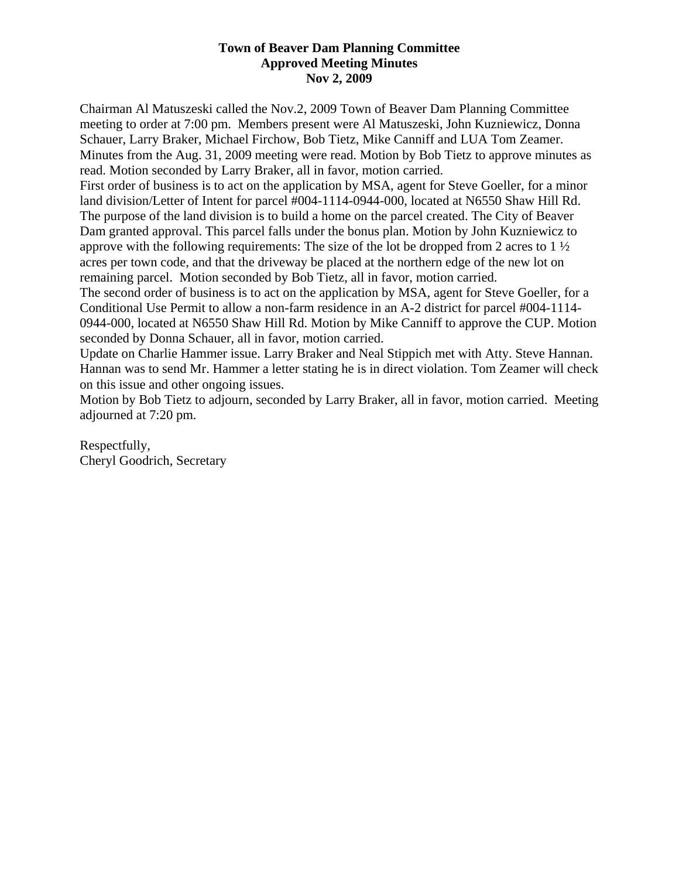**Town of Beaver Dam Planning Committee**
**Approved Meeting Minutes**
**Nov 2, 2009**

Chairman Al Matuszeski called the Nov.2, 2009 Town of Beaver Dam Planning Committee meeting to order at 7:00 pm. Members present were Al Matuszeski, John Kuzniewicz, Donna Schauer, Larry Braker, Michael Firchow, Bob Tietz, Mike Canniff and LUA Tom Zeamer. Minutes from the Aug. 31, 2009 meeting were read. Motion by Bob Tietz to approve minutes as read. Motion seconded by Larry Braker, all in favor, motion carried.

First order of business is to act on the application by MSA, agent for Steve Goeller, for a minor land division/Letter of Intent for parcel #004-1114-0944-000, located at N6550 Shaw Hill Rd. The purpose of the land division is to build a home on the parcel created. The City of Beaver Dam granted approval. This parcel falls under the bonus plan. Motion by John Kuzniewicz to approve with the following requirements: The size of the lot be dropped from 2 acres to 1 ½ acres per town code, and that the driveway be placed at the northern edge of the new lot on remaining parcel. Motion seconded by Bob Tietz, all in favor, motion carried.

The second order of business is to act on the application by MSA, agent for Steve Goeller, for a Conditional Use Permit to allow a non-farm residence in an A-2 district for parcel #004-1114-0944-000, located at N6550 Shaw Hill Rd. Motion by Mike Canniff to approve the CUP. Motion seconded by Donna Schauer, all in favor, motion carried.

Update on Charlie Hammer issue. Larry Braker and Neal Stippich met with Atty. Steve Hannan. Hannan was to send Mr. Hammer a letter stating he is in direct violation. Tom Zeamer will check on this issue and other ongoing issues.

Motion by Bob Tietz to adjourn, seconded by Larry Braker, all in favor, motion carried. Meeting adjourned at 7:20 pm.

Respectfully,
Cheryl Goodrich, Secretary